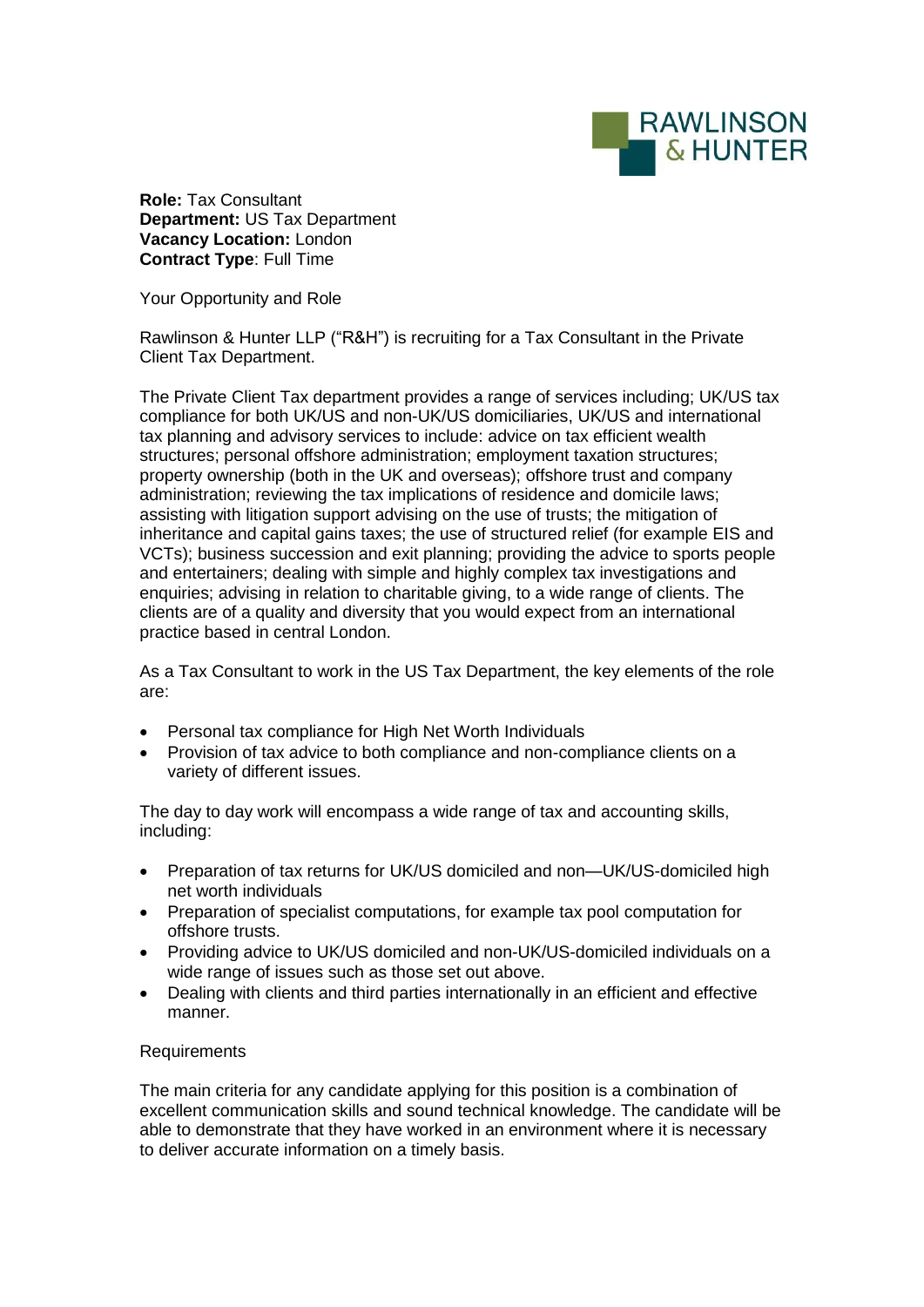RAWLINSON & HUNTER

**Role:** Tax Consultant
**Department:** US Tax Department
**Vacancy Location:** London
**Contract Type**: Full Time

Your Opportunity and Role

Rawlinson & Hunter LLP ("R&H") is recruiting for a Tax Consultant in the Private Client Tax Department.

The Private Client Tax department provides a range of services including; UK/US tax compliance for both UK/US and non-UK/US domiciliaries, UK/US and international tax planning and advisory services to include: advice on tax efficient wealth structures; personal offshore administration; employment taxation structures; property ownership (both in the UK and overseas); offshore trust and company administration; reviewing the tax implications of residence and domicile laws; assisting with litigation support advising on the use of trusts; the mitigation of inheritance and capital gains taxes; the use of structured relief (for example EIS and VCTs); business succession and exit planning; providing the advice to sports people and entertainers; dealing with simple and highly complex tax investigations and enquiries; advising in relation to charitable giving, to a wide range of clients. The clients are of a quality and diversity that you would expect from an international practice based in central London.

As a Tax Consultant to work in the US Tax Department, the key elements of the role are:

- Personal tax compliance for High Net Worth Individuals
- Provision of tax advice to both compliance and non-compliance clients on a variety of different issues.

The day to day work will encompass a wide range of tax and accounting skills, including:

- Preparation of tax returns for UK/US domiciled and non—UK/US-domiciled high net worth individuals
- Preparation of specialist computations, for example tax pool computation for offshore trusts.
- Providing advice to UK/US domiciled and non-UK/US-domiciled individuals on a wide range of issues such as those set out above.
- Dealing with clients and third parties internationally in an efficient and effective manner.

Requirements

The main criteria for any candidate applying for this position is a combination of excellent communication skills and sound technical knowledge. The candidate will be able to demonstrate that they have worked in an environment where it is necessary to deliver accurate information on a timely basis.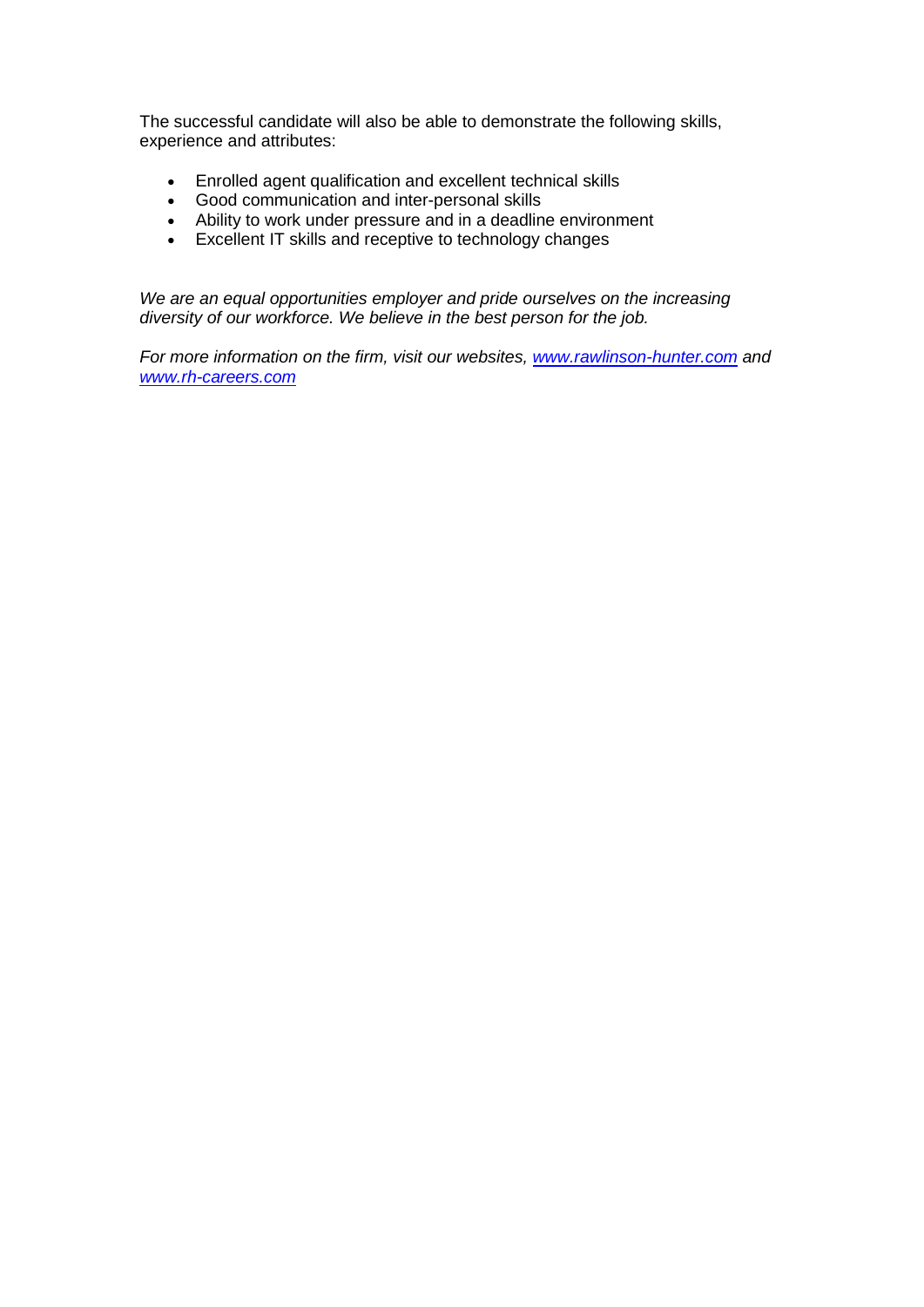The successful candidate will also be able to demonstrate the following skills, experience and attributes:

- Enrolled agent qualification and excellent technical skills
- Good communication and inter-personal skills
- Ability to work under pressure and in a deadline environment
- Excellent IT skills and receptive to technology changes

*We are an equal opportunities employer and pride ourselves on the increasing diversity of our workforce. We believe in the best person for the job.*

*For more information on the firm, visit our websites, [www.rawlinson-hunter.com](http://www.rawlinson-hunter.com) and [www.rh-careers.com](http://www.rh-careers.com)*